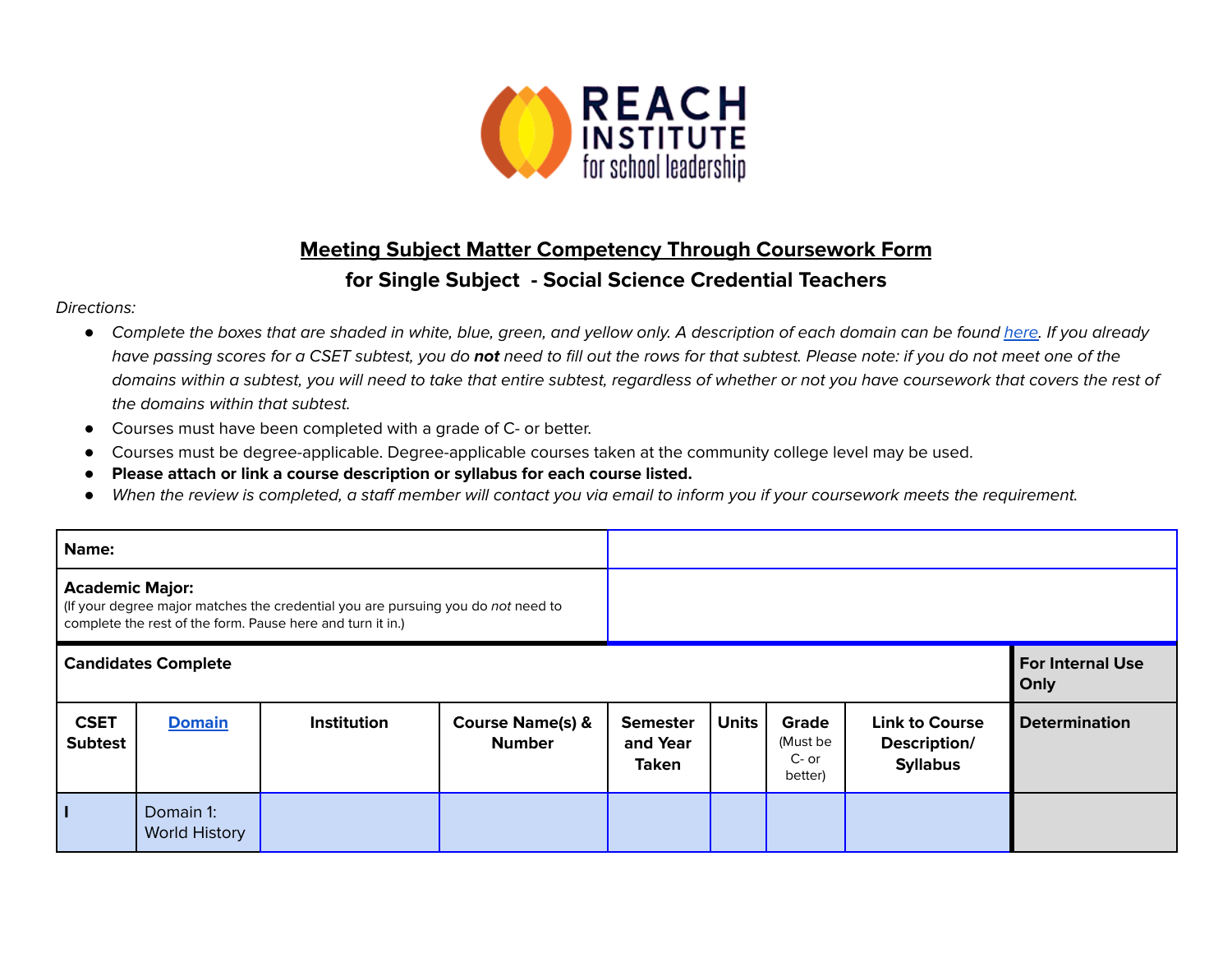## Meeting Subject Matter Competency Through Coursework Form

### for Single Subject - Social Science Credential Teachers

*Directions:*

- *Complete the boxes that are shaded in white, blue, green, and yellow only. A description of each domain can be found [here](). If you already have passing scores for a CSET subtest, you do **not** need to fill out the rows for that subtest. Please note: if you do not meet one of the domains within a subtest, you will need to take that entire subtest, regardless of whether or not you have coursework that covers the rest of the domains within that subtest.*
- Courses must have been completed with a grade of C- or better.
- Courses must be degree-applicable. Degree-applicable courses taken at the community college level may be used.
- **Please attach or link a course description or syllabus for each course listed.**
- *When the review is completed, a staff member will contact you via email to inform you if your coursework meets the requirement.*

| **Name:** | |
|---|---|
| **Academic Major:** (If your degree major matches the credential you are pursuing you do *not* need to complete the rest of the form. Pause here and turn it in.) | |

| **Candidates Complete** | | | | | | | | **For Internal Use Only** |
|---|---|---|---|---|---|---|---|---|
| **CSET Subtest** | **[Domain]()** | **Institution** | **Course Name(s) & Number** | **Semester and Year Taken** | **Units** | **Grade** (Must be C- or better) | **Link to Course Description/ Syllabus** | **Determination** |
| **I** | Domain 1: World History | | | | | | | |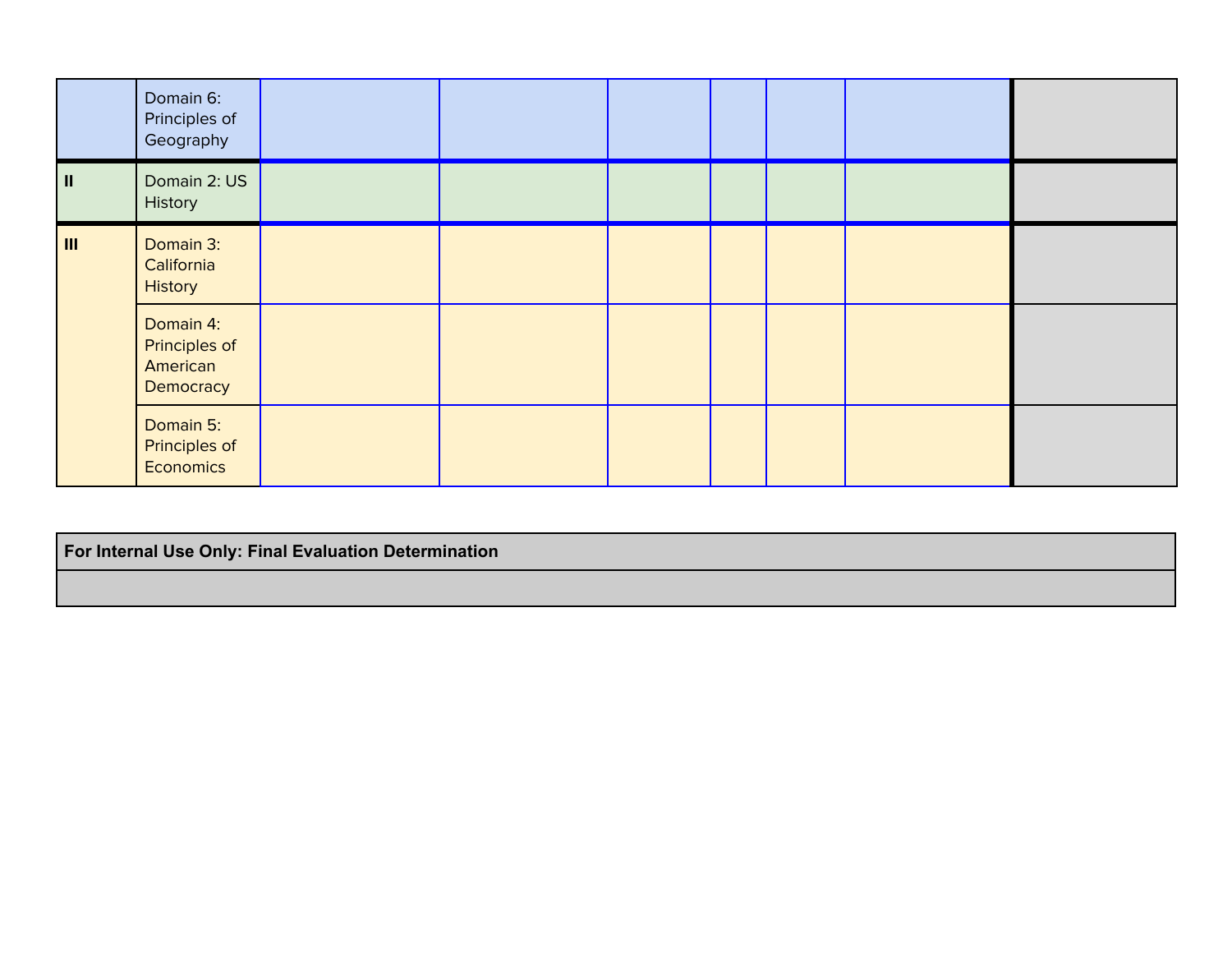| | | | | | | | | |
|---|---|---|---|---|---|---|---|---|
| | Domain 6: Principles of Geography | | | | | | | |
| **II** | Domain 2: US History | | | | | | | |
| **III** | Domain 3: California History | | | | | | | |
| | Domain 4: Principles of American Democracy | | | | | | | |
| | Domain 5: Principles of Economics | | | | | | | |

| **For Internal Use Only: Final Evaluation Determination** |
|---|
| |